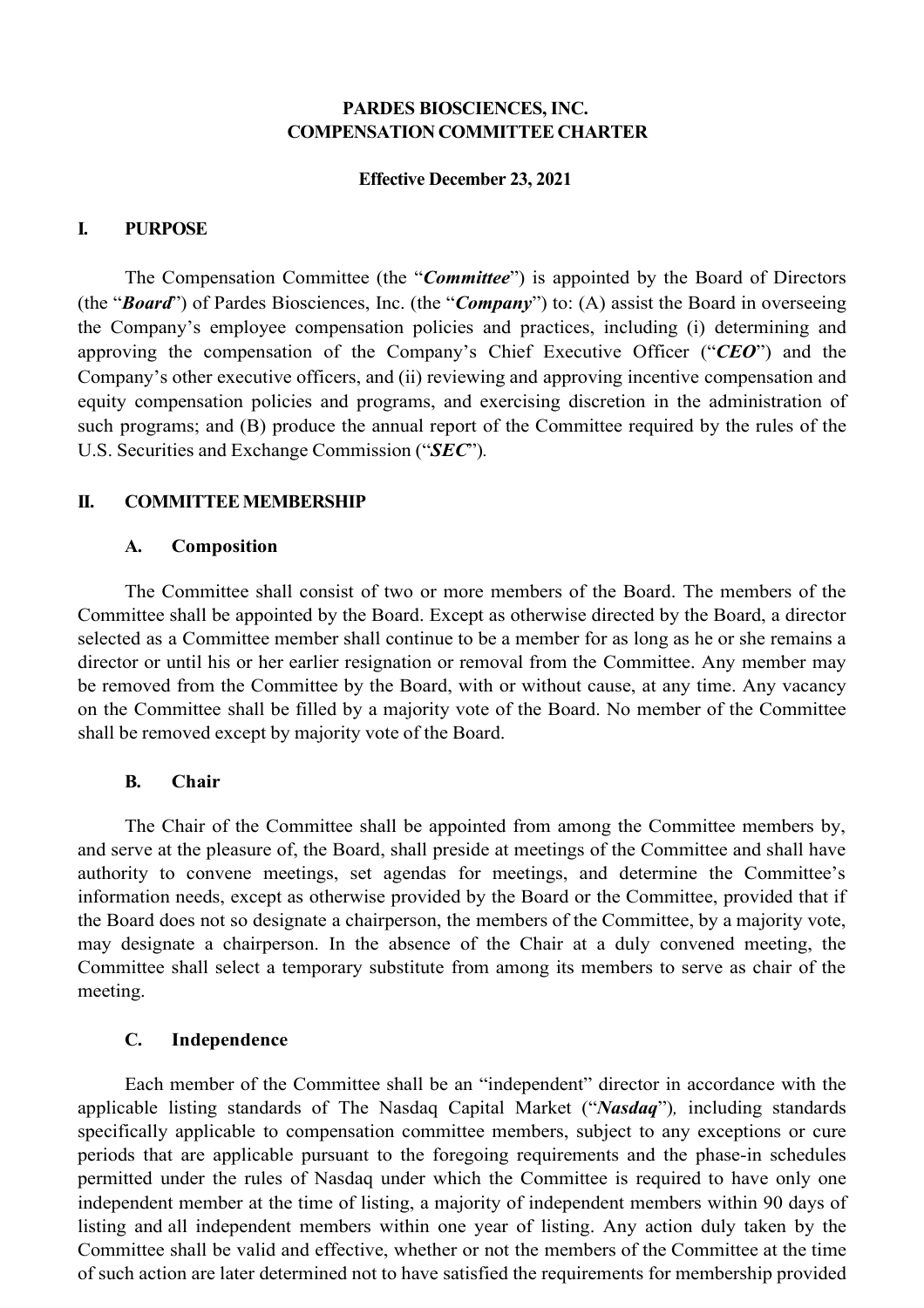**PARDES BIOSCIENCES, INC.**
**COMPENSATION COMMITTEE CHARTER**

**Effective December 23, 2021**

## I. PURPOSE

The Compensation Committee (the "***Committee***") is appointed by the Board of Directors (the "***Board***") of Pardes Biosciences, Inc. (the "***Company***") to: (A) assist the Board in overseeing the Company's employee compensation policies and practices, including (i) determining and approving the compensation of the Company's Chief Executive Officer ("***CEO***") and the Company's other executive officers, and (ii) reviewing and approving incentive compensation and equity compensation policies and programs, and exercising discretion in the administration of such programs; and (B) produce the annual report of the Committee required by the rules of the U.S. Securities and Exchange Commission ("***SEC***").

## II. COMMITTEE MEMBERSHIP

### A. Composition

The Committee shall consist of two or more members of the Board. The members of the Committee shall be appointed by the Board. Except as otherwise directed by the Board, a director selected as a Committee member shall continue to be a member for as long as he or she remains a director or until his or her earlier resignation or removal from the Committee. Any member may be removed from the Committee by the Board, with or without cause, at any time. Any vacancy on the Committee shall be filled by a majority vote of the Board. No member of the Committee shall be removed except by majority vote of the Board.

### B. Chair

The Chair of the Committee shall be appointed from among the Committee members by, and serve at the pleasure of, the Board, shall preside at meetings of the Committee and shall have authority to convene meetings, set agendas for meetings, and determine the Committee's information needs, except as otherwise provided by the Board or the Committee, provided that if the Board does not so designate a chairperson, the members of the Committee, by a majority vote, may designate a chairperson. In the absence of the Chair at a duly convened meeting, the Committee shall select a temporary substitute from among its members to serve as chair of the meeting.

### C. Independence

Each member of the Committee shall be an "independent" director in accordance with the applicable listing standards of The Nasdaq Capital Market ("***Nasdaq***"), including standards specifically applicable to compensation committee members, subject to any exceptions or cure periods that are applicable pursuant to the foregoing requirements and the phase-in schedules permitted under the rules of Nasdaq under which the Committee is required to have only one independent member at the time of listing, a majority of independent members within 90 days of listing and all independent members within one year of listing. Any action duly taken by the Committee shall be valid and effective, whether or not the members of the Committee at the time of such action are later determined not to have satisfied the requirements for membership provided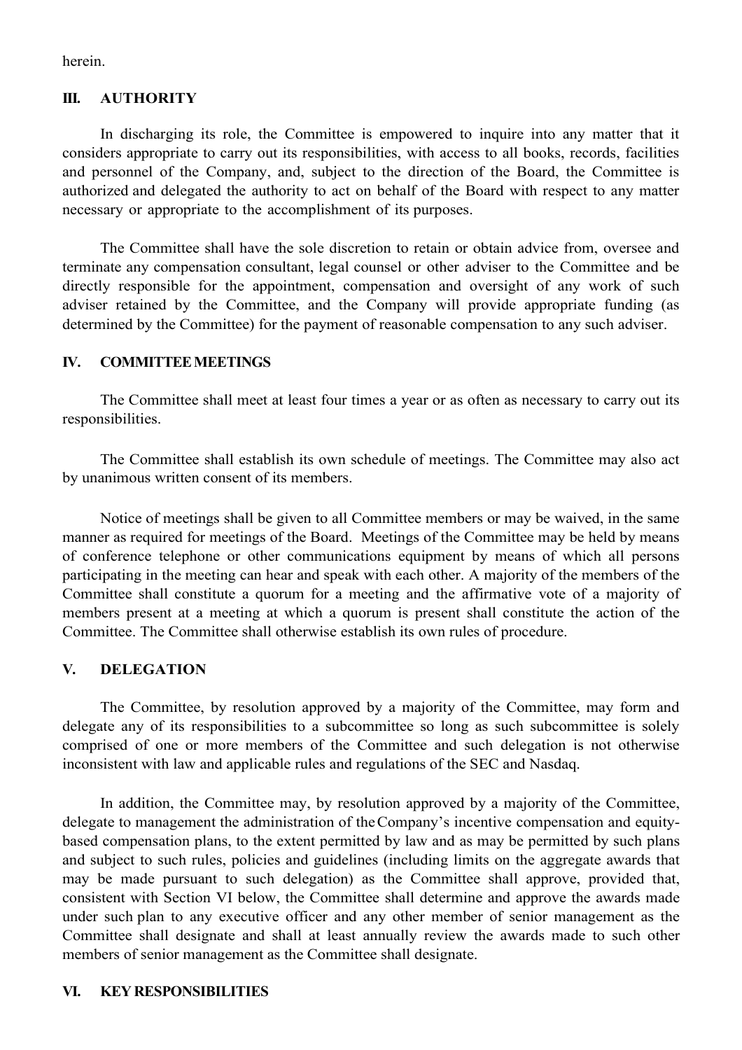herein.

## III. AUTHORITY

In discharging its role, the Committee is empowered to inquire into any matter that it considers appropriate to carry out its responsibilities, with access to all books, records, facilities and personnel of the Company, and, subject to the direction of the Board, the Committee is authorized and delegated the authority to act on behalf of the Board with respect to any matter necessary or appropriate to the accomplishment of its purposes.

The Committee shall have the sole discretion to retain or obtain advice from, oversee and terminate any compensation consultant, legal counsel or other adviser to the Committee and be directly responsible for the appointment, compensation and oversight of any work of such adviser retained by the Committee, and the Company will provide appropriate funding (as determined by the Committee) for the payment of reasonable compensation to any such adviser.

## IV. COMMITTEE MEETINGS

The Committee shall meet at least four times a year or as often as necessary to carry out its responsibilities.

The Committee shall establish its own schedule of meetings. The Committee may also act by unanimous written consent of its members.

Notice of meetings shall be given to all Committee members or may be waived, in the same manner as required for meetings of the Board. Meetings of the Committee may be held by means of conference telephone or other communications equipment by means of which all persons participating in the meeting can hear and speak with each other. A majority of the members of the Committee shall constitute a quorum for a meeting and the affirmative vote of a majority of members present at a meeting at which a quorum is present shall constitute the action of the Committee. The Committee shall otherwise establish its own rules of procedure.

## V. DELEGATION

The Committee, by resolution approved by a majority of the Committee, may form and delegate any of its responsibilities to a subcommittee so long as such subcommittee is solely comprised of one or more members of the Committee and such delegation is not otherwise inconsistent with law and applicable rules and regulations of the SEC and Nasdaq.

In addition, the Committee may, by resolution approved by a majority of the Committee, delegate to management the administration of the Company's incentive compensation and equity-based compensation plans, to the extent permitted by law and as may be permitted by such plans and subject to such rules, policies and guidelines (including limits on the aggregate awards that may be made pursuant to such delegation) as the Committee shall approve, provided that, consistent with Section VI below, the Committee shall determine and approve the awards made under such plan to any executive officer and any other member of senior management as the Committee shall designate and shall at least annually review the awards made to such other members of senior management as the Committee shall designate.

## VI. KEY RESPONSIBILITIES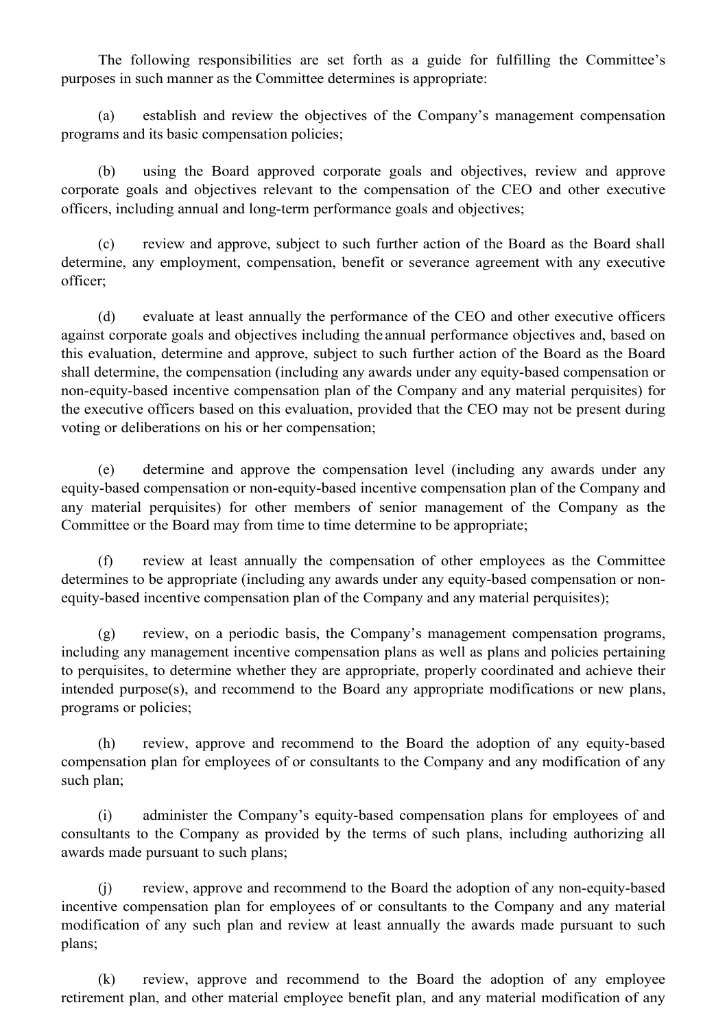The following responsibilities are set forth as a guide for fulfilling the Committee's purposes in such manner as the Committee determines is appropriate:

(a) establish and review the objectives of the Company's management compensation programs and its basic compensation policies;

(b) using the Board approved corporate goals and objectives, review and approve corporate goals and objectives relevant to the compensation of the CEO and other executive officers, including annual and long-term performance goals and objectives;

(c) review and approve, subject to such further action of the Board as the Board shall determine, any employment, compensation, benefit or severance agreement with any executive officer;

(d) evaluate at least annually the performance of the CEO and other executive officers against corporate goals and objectives including the annual performance objectives and, based on this evaluation, determine and approve, subject to such further action of the Board as the Board shall determine, the compensation (including any awards under any equity-based compensation or non-equity-based incentive compensation plan of the Company and any material perquisites) for the executive officers based on this evaluation, provided that the CEO may not be present during voting or deliberations on his or her compensation;

(e) determine and approve the compensation level (including any awards under any equity-based compensation or non-equity-based incentive compensation plan of the Company and any material perquisites) for other members of senior management of the Company as the Committee or the Board may from time to time determine to be appropriate;

(f) review at least annually the compensation of other employees as the Committee determines to be appropriate (including any awards under any equity-based compensation or non-equity-based incentive compensation plan of the Company and any material perquisites);

(g) review, on a periodic basis, the Company's management compensation programs, including any management incentive compensation plans as well as plans and policies pertaining to perquisites, to determine whether they are appropriate, properly coordinated and achieve their intended purpose(s), and recommend to the Board any appropriate modifications or new plans, programs or policies;

(h) review, approve and recommend to the Board the adoption of any equity-based compensation plan for employees of or consultants to the Company and any modification of any such plan;

(i) administer the Company's equity-based compensation plans for employees of and consultants to the Company as provided by the terms of such plans, including authorizing all awards made pursuant to such plans;

(j) review, approve and recommend to the Board the adoption of any non-equity-based incentive compensation plan for employees of or consultants to the Company and any material modification of any such plan and review at least annually the awards made pursuant to such plans;

(k) review, approve and recommend to the Board the adoption of any employee retirement plan, and other material employee benefit plan, and any material modification of any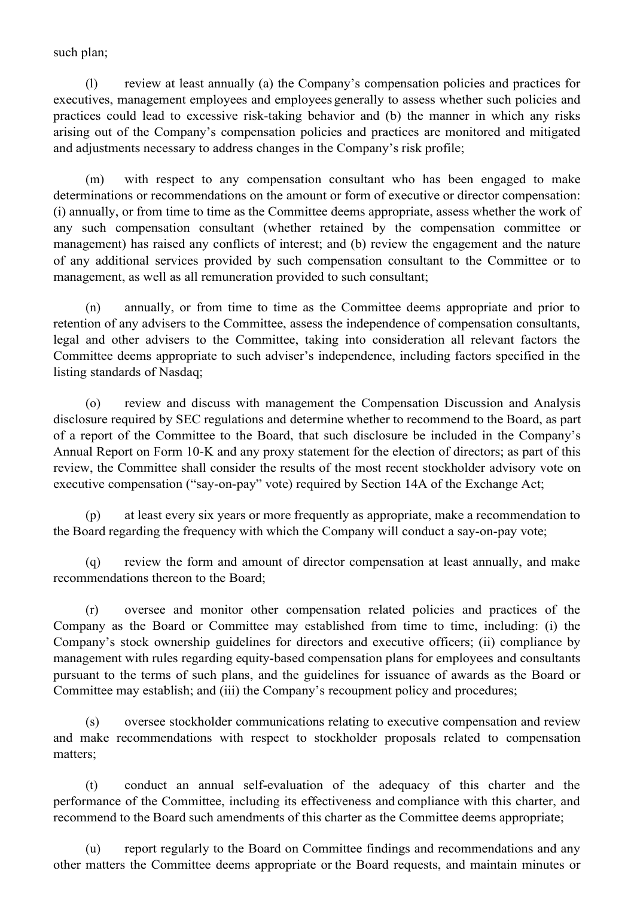such plan;

(l) review at least annually (a) the Company's compensation policies and practices for executives, management employees and employees generally to assess whether such policies and practices could lead to excessive risk-taking behavior and (b) the manner in which any risks arising out of the Company's compensation policies and practices are monitored and mitigated and adjustments necessary to address changes in the Company's risk profile;

(m) with respect to any compensation consultant who has been engaged to make determinations or recommendations on the amount or form of executive or director compensation: (i) annually, or from time to time as the Committee deems appropriate, assess whether the work of any such compensation consultant (whether retained by the compensation committee or management) has raised any conflicts of interest; and (b) review the engagement and the nature of any additional services provided by such compensation consultant to the Committee or to management, as well as all remuneration provided to such consultant;

(n) annually, or from time to time as the Committee deems appropriate and prior to retention of any advisers to the Committee, assess the independence of compensation consultants, legal and other advisers to the Committee, taking into consideration all relevant factors the Committee deems appropriate to such adviser's independence, including factors specified in the listing standards of Nasdaq;

(o) review and discuss with management the Compensation Discussion and Analysis disclosure required by SEC regulations and determine whether to recommend to the Board, as part of a report of the Committee to the Board, that such disclosure be included in the Company's Annual Report on Form 10-K and any proxy statement for the election of directors; as part of this review, the Committee shall consider the results of the most recent stockholder advisory vote on executive compensation ("say-on-pay" vote) required by Section 14A of the Exchange Act;

(p) at least every six years or more frequently as appropriate, make a recommendation to the Board regarding the frequency with which the Company will conduct a say-on-pay vote;

(q) review the form and amount of director compensation at least annually, and make recommendations thereon to the Board;

(r) oversee and monitor other compensation related policies and practices of the Company as the Board or Committee may established from time to time, including: (i) the Company's stock ownership guidelines for directors and executive officers; (ii) compliance by management with rules regarding equity-based compensation plans for employees and consultants pursuant to the terms of such plans, and the guidelines for issuance of awards as the Board or Committee may establish; and (iii) the Company's recoupment policy and procedures;

(s) oversee stockholder communications relating to executive compensation and review and make recommendations with respect to stockholder proposals related to compensation matters;

(t) conduct an annual self-evaluation of the adequacy of this charter and the performance of the Committee, including its effectiveness and compliance with this charter, and recommend to the Board such amendments of this charter as the Committee deems appropriate;

(u) report regularly to the Board on Committee findings and recommendations and any other matters the Committee deems appropriate or the Board requests, and maintain minutes or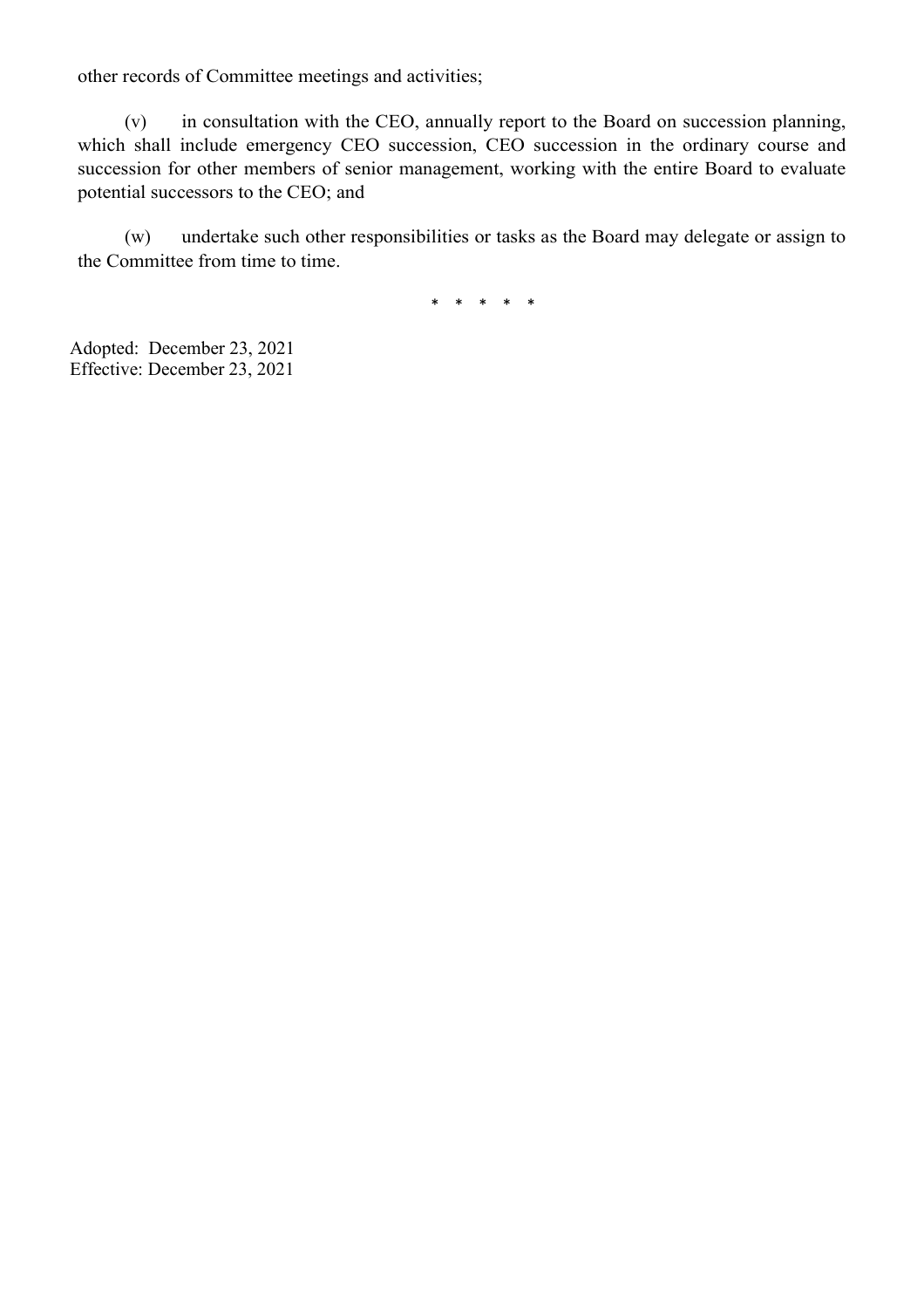other records of Committee meetings and activities;

(v) in consultation with the CEO, annually report to the Board on succession planning, which shall include emergency CEO succession, CEO succession in the ordinary course and succession for other members of senior management, working with the entire Board to evaluate potential successors to the CEO; and

(w) undertake such other responsibilities or tasks as the Board may delegate or assign to the Committee from time to time.

\* \* \* \* \*

Adopted: December 23, 2021
Effective: December 23, 2021